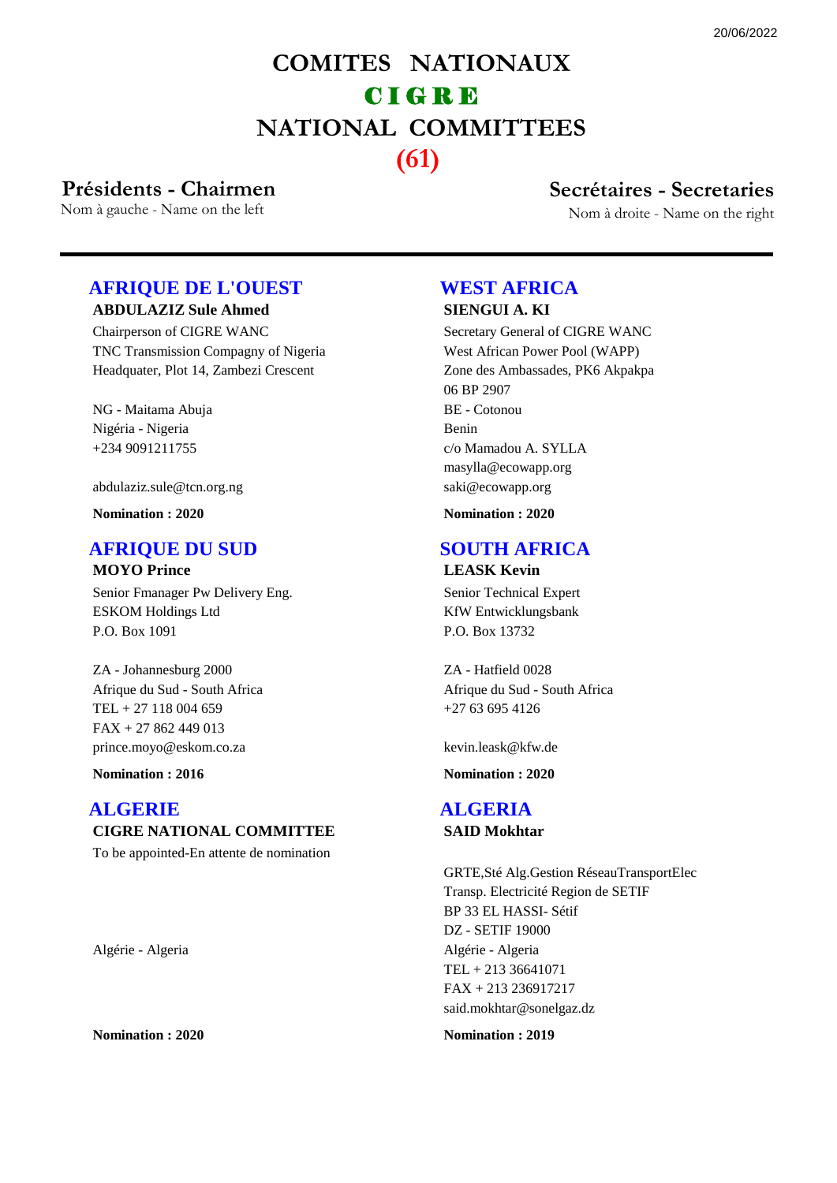# COMITES NATIONAUX

# C I G R E

# NATIONAL COMMITTEES

# (61)

## Présidents - Chairmen

Nom à gauche - Name on the left

## Secrétaires - Secretaries

Nom à droite - Name on the right

---

### AFRIQUE DE L'OUEST

**ABDULAZIZ Sule Ahmed**

Chairperson of CIGRE WANC
TNC Transmission Compagny of Nigeria
Headquater, Plot 14, Zambezi Crescent

NG - Maitama Abuja
Nigéria - Nigeria
+234 9091211755

abdulaziz.sule@tcn.org.ng

**Nomination : 2020**

### WEST AFRICA

**SIENGUI A. KI**

Secretary General of CIGRE WANC
West African Power Pool (WAPP)
Zone des Ambassades, PK6 Akpakpa
06 BP 2907
BE - Cotonou
Benin
c/o Mamadou A. SYLLA
masylla@ecowapp.org
saki@ecowapp.org

**Nomination : 2020**

### AFRIQUE DU SUD

**MOYO Prince**

Senior Fmanager Pw Delivery Eng.
ESKOM Holdings Ltd
P.O. Box 1091

ZA - Johannesburg 2000
Afrique du Sud - South Africa
TEL + 27 118 004 659
FAX + 27 862 449 013
prince.moyo@eskom.co.za

**Nomination : 2016**

### SOUTH AFRICA

**LEASK Kevin**

Senior Technical Expert
KfW Entwicklungsbank
P.O. Box 13732

ZA - Hatfield 0028
Afrique du Sud - South Africa
+27 63 695 4126

kevin.leask@kfw.de

**Nomination : 2020**

### ALGERIE

**CIGRE NATIONAL COMMITTEE**

To be appointed-En attente de nomination

Algérie - Algeria

**Nomination : 2020**

### ALGERIA

**SAID Mokhtar**

GRTE,Sté Alg.Gestion RéseauTransportElec
Transp. Electricité Region de SETIF
BP 33 EL HASSI- Sétif
DZ - SETIF 19000
Algérie - Algeria
TEL + 213 36641071
FAX + 213 236917217
said.mokhtar@sonelgaz.dz

**Nomination : 2019**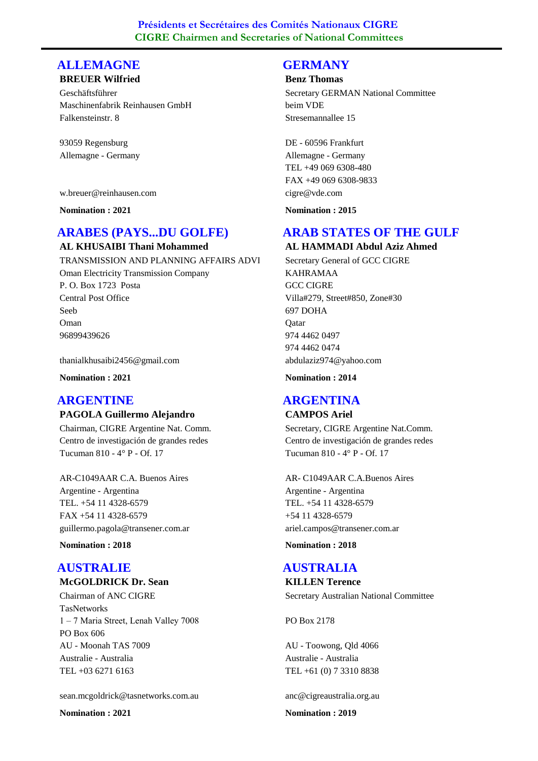**Présidents et Secrétaires des Comités Nationaux CIGRE**
**CIGRE Chairmen and Secretaries of National Committees**

## ALLEMAGNE

**BREUER Wilfried**

Geschäftsführer
Maschinenfabrik Reinhausen GmbH
Falkensteinstr. 8

93059 Regensburg
Allemagne - Germany

w.breuer@reinhausen.com

**Nomination : 2021**

## GERMANY

**Benz Thomas**

Secretary GERMAN National Committee
beim VDE
Stresemannallee 15

DE - 60596 Frankfurt
Allemagne - Germany
TEL +49 069 6308-480
FAX +49 069 6308-9833
cigre@vde.com

**Nomination : 2015**

## ARABES (PAYS...DU GOLFE)

**AL KHUSAIBI Thani Mohammed**

TRANSMISSION AND PLANNING AFFAIRS ADVI
Oman Electricity Transmission Company
P. O. Box 1723  Posta
Central Post Office
Seeb
Oman
96899439626

thanialkhusaibi2456@gmail.com

**Nomination : 2021**

## ARAB STATES OF THE GULF

**AL HAMMADI Abdul Aziz Ahmed**

Secretary General of GCC CIGRE
KAHRAMAA
GCC CIGRE
Villa#279, Street#850, Zone#30
697 DOHA
Qatar
974 4462 0497
974 4462 0474
abdulaziz974@yahoo.com

**Nomination : 2014**

## ARGENTINE

**PAGOLA Guillermo Alejandro**

Chairman, CIGRE Argentine Nat. Comm.
Centro de investigación de grandes redes
Tucuman 810 - 4° P - Of. 17

AR-C1049AAR C.A. Buenos Aires
Argentine - Argentina
TEL. +54 11 4328-6579
FAX +54 11 4328-6579
guillermo.pagola@transener.com.ar

**Nomination : 2018**

## ARGENTINA

**CAMPOS Ariel**

Secretary, CIGRE Argentine Nat.Comm.
Centro de investigación de grandes redes
Tucuman 810 - 4° P - Of. 17

AR- C1049AAR C.A.Buenos Aires
Argentine - Argentina
TEL. +54 11 4328-6579
+54 11 4328-6579
ariel.campos@transener.com.ar

**Nomination : 2018**

## AUSTRALIE

**McGOLDRICK Dr. Sean**

Chairman of ANC CIGRE
TasNetworks
1 – 7 Maria Street, Lenah Valley 7008
PO Box 606
AU - Moonah TAS 7009
Australie - Australia
TEL +03 6271 6163

sean.mcgoldrick@tasnetworks.com.au

**Nomination : 2021**

## AUSTRALIA

**KILLEN Terence**

Secretary Australian National Committee

PO Box 2178

AU - Toowong, Qld 4066
Australie - Australia
TEL +61 (0) 7 3310 8838

anc@cigreaustralia.org.au

**Nomination : 2019**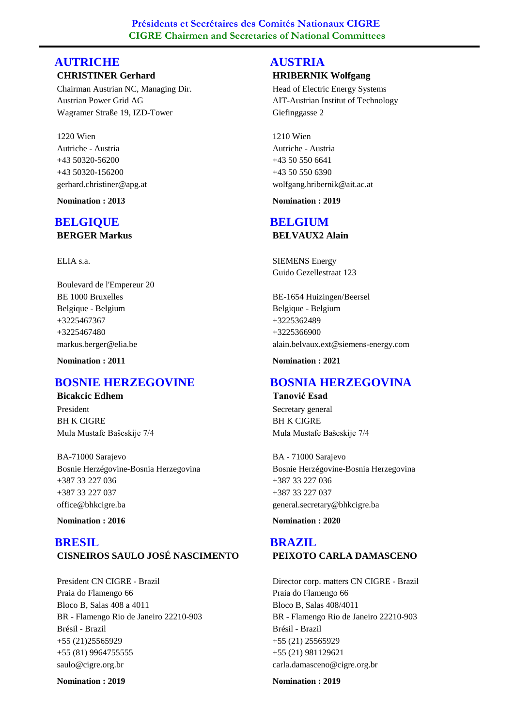**Présidents et Secrétaires des Comités Nationaux CIGRE**
**CIGRE Chairmen and Secretaries of National Committees**

## AUTRICHE

**CHRISTINER Gerhard**

Chairman Austrian NC, Managing Dir.
Austrian Power Grid AG
Wagramer Straße 19, IZD-Tower

1220 Wien
Autriche - Austria
+43 50320-56200
+43 50320-156200
gerhard.christiner@apg.at

**Nomination : 2013**

## AUSTRIA

**HRIBERNIK Wolfgang**

Head of Electric Energy Systems
AIT-Austrian Institut of Technology
Giefinggasse 2

1210 Wien
Autriche - Austria
+43 50 550 6641
+43 50 550 6390
wolfgang.hribernik@ait.ac.at

**Nomination : 2019**

## BELGIQUE

**BERGER Markus**

ELIA s.a.

Boulevard de l'Empereur 20
BE 1000 Bruxelles
Belgique - Belgium
+3225467367
+3225467480
markus.berger@elia.be

**Nomination : 2011**

## BELGIUM

**BELVAUX2 Alain**

SIEMENS Energy
Guido Gezellestraat 123

BE-1654 Huizingen/Beersel
Belgique - Belgium
+3225362489
+3225366900
alain.belvaux.ext@siemens-energy.com

**Nomination : 2021**

## BOSNIE HERZEGOVINE

**Bicakcic Edhem**

President
BH K CIGRE
Mula Mustafe Bašeskije 7/4

BA-71000 Sarajevo
Bosnie Herzégovine-Bosnia Herzegovina
+387 33 227 036
+387 33 227 037
office@bhkcigre.ba

**Nomination : 2016**

## BOSNIA HERZEGOVINA

**Tanović Esad**

Secretary general
BH K CIGRE
Mula Mustafe Bašeskije 7/4

BA - 71000 Sarajevo
Bosnie Herzégovine-Bosnia Herzegovina
+387 33 227 036
+387 33 227 037
general.secretary@bhkcigre.ba

**Nomination : 2020**

## BRESIL

**CISNEIROS SAULO JOSÉ NASCIMENTO**

President CN CIGRE - Brazil
Praia do Flamengo 66
Bloco B, Salas 408 a 4011
BR - Flamengo Rio de Janeiro 22210-903
Brésil - Brazil
+55 (21)25565929
+55 (81) 9964755555
saulo@cigre.org.br

**Nomination : 2019**

## BRAZIL

**PEIXOTO CARLA DAMASCENO**

Director corp. matters CN CIGRE - Brazil
Praia do Flamengo 66
Bloco B, Salas 408/4011
BR - Flamengo Rio de Janeiro 22210-903
Brésil - Brazil
+55 (21) 25565929
+55 (21) 981129621
carla.damasceno@cigre.org.br

**Nomination : 2019**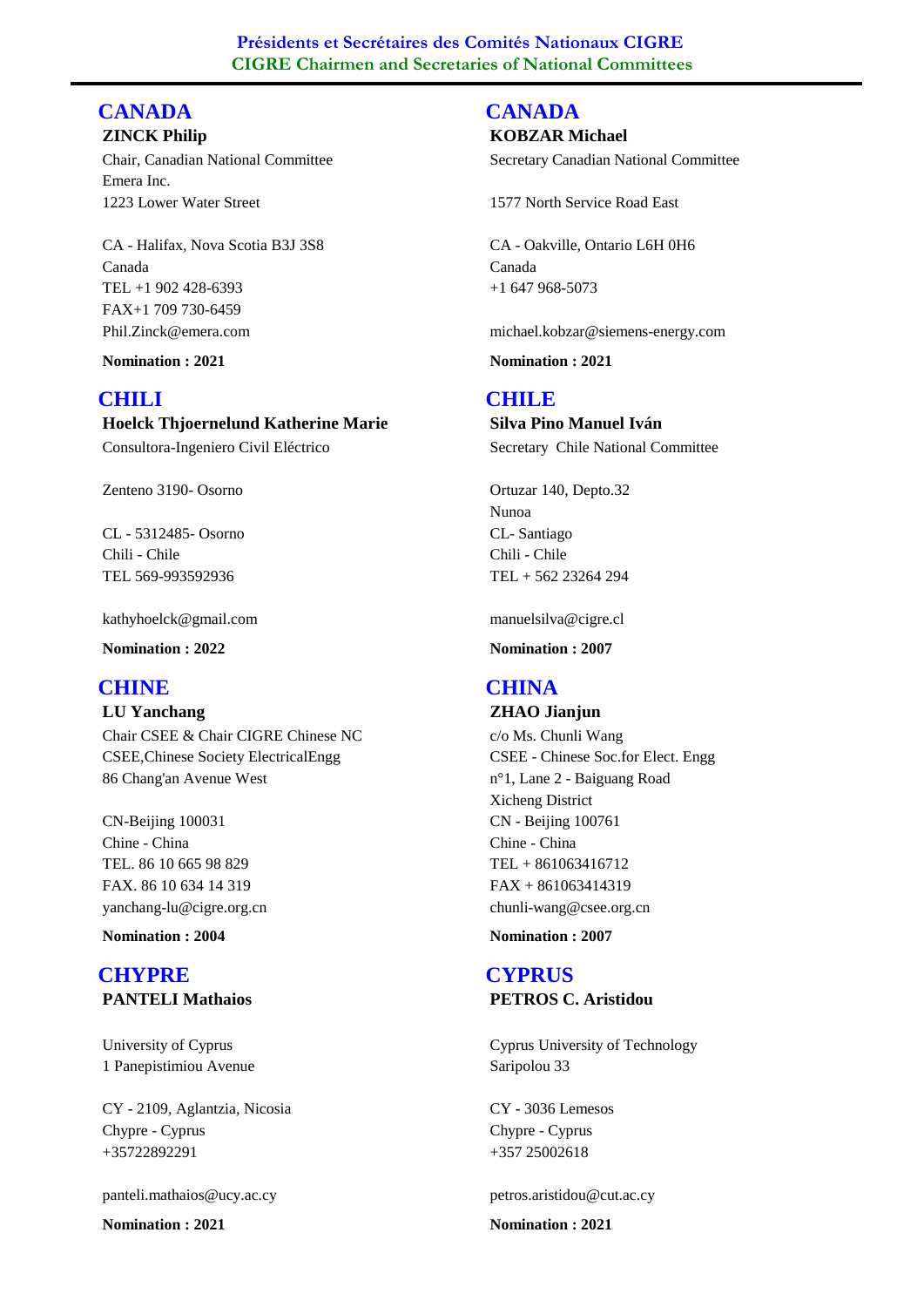# Présidents et Secrétaires des Comités Nationaux CIGRE
# CIGRE Chairmen and Secretaries of National Committees

## CANADA

**ZINCK Philip**

Chair, Canadian National Committee
Emera Inc.
1223 Lower Water Street

CA - Halifax, Nova Scotia B3J 3S8
Canada
TEL +1 902 428-6393
FAX+1 709 730-6459
Phil.Zinck@emera.com

**Nomination : 2021**

## CANADA

**KOBZAR Michael**

Secretary Canadian National Committee

1577 North Service Road East

CA - Oakville, Ontario L6H 0H6
Canada
+1 647 968-5073

michael.kobzar@siemens-energy.com

**Nomination : 2021**

## CHILI

**Hoelck Thjoernelund Katherine Marie**

Consultora-Ingeniero Civil Eléctrico

Zenteno 3190- Osorno

CL - 5312485- Osorno
Chili - Chile
TEL 569-993592936

kathyhoelck@gmail.com

**Nomination : 2022**

## CHILE

**Silva Pino Manuel Iván**

Secretary Chile National Committee

Ortuzar 140, Depto.32
Nunoa
CL- Santiago
Chili - Chile
TEL + 562 23264 294

manuelsilva@cigre.cl

**Nomination : 2007**

## CHINE

**LU Yanchang**

Chair CSEE & Chair CIGRE Chinese NC
CSEE,Chinese Society ElectricalEngg
86 Chang'an Avenue West

CN-Beijing 100031
Chine - China
TEL. 86 10 665 98 829
FAX. 86 10 634 14 319
yanchang-lu@cigre.org.cn

**Nomination : 2004**

## CHINA

**ZHAO Jianjun**

c/o Ms. Chunli Wang
CSEE - Chinese Soc.for Elect. Engg
n°1, Lane 2 - Baiguang Road
Xicheng District
CN - Beijing 100761
Chine - China
TEL + 861063416712
FAX + 861063414319
chunli-wang@csee.org.cn

**Nomination : 2007**

## CHYPRE

**PANTELI Mathaios**

University of Cyprus
1 Panepistimiou Avenue

CY - 2109, Aglantzia, Nicosia
Chypre - Cyprus
+35722892291

panteli.mathaios@ucy.ac.cy

**Nomination : 2021**

## CYPRUS

**PETROS C. Aristidou**

Cyprus University of Technology
Saripolou 33

CY - 3036 Lemesos
Chypre - Cyprus
+357 25002618

petros.aristidou@cut.ac.cy

**Nomination : 2021**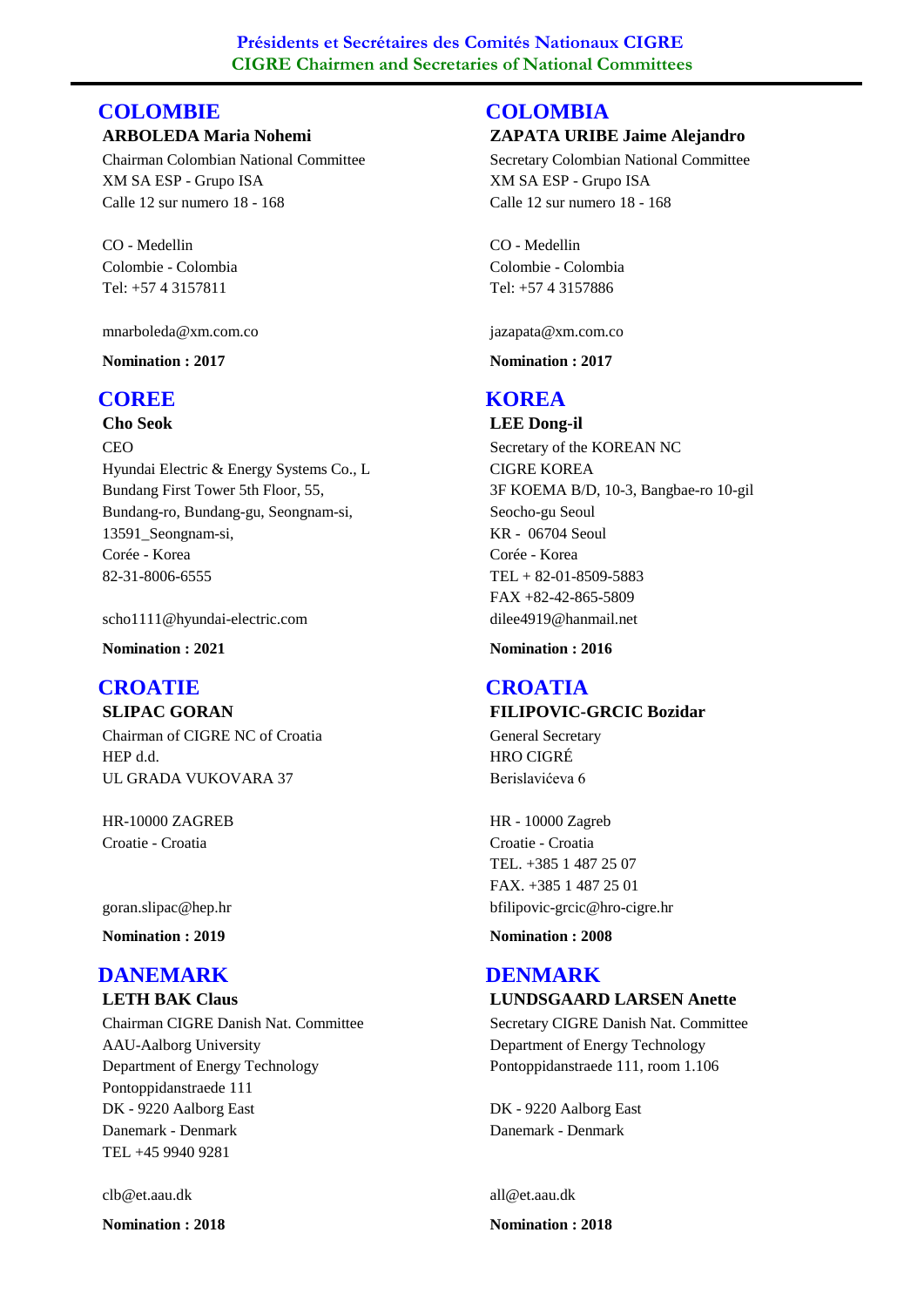## COLOMBIE

**ARBOLEDA Maria Nohemi**

Chairman Colombian National Committee
XM SA ESP - Grupo ISA
Calle 12 sur numero 18 - 168

CO - Medellin
Colombie - Colombia
Tel: +57 4 3157811

mnarboleda@xm.com.co

**Nomination : 2017**

## COLOMBIA

**ZAPATA URIBE Jaime Alejandro**

Secretary Colombian National Committee
XM SA ESP - Grupo ISA
Calle 12 sur numero 18 - 168

CO - Medellin
Colombie - Colombia
Tel: +57 4 3157886

jazapata@xm.com.co

**Nomination : 2017**

## COREE

**Cho Seok**

CEO
Hyundai Electric & Energy Systems Co., L
Bundang First Tower 5th Floor, 55,
Bundang-ro, Bundang-gu, Seongnam-si,
13591_Seongnam-si,
Corée - Korea
82-31-8006-6555

scho1111@hyundai-electric.com

**Nomination : 2021**

## KOREA

**LEE Dong-il**

Secretary of the KOREAN NC
CIGRE KOREA
3F KOEMA B/D, 10-3, Bangbae-ro 10-gil
Seocho-gu Seoul
KR - 06704 Seoul
Corée - Korea
TEL + 82-01-8509-5883
FAX +82-42-865-5809
dilee4919@hanmail.net

**Nomination : 2016**

## CROATIE

**SLIPAC GORAN**

Chairman of CIGRE NC of Croatia
HEP d.d.
UL GRADA VUKOVARA 37

HR-10000 ZAGREB
Croatie - Croatia

goran.slipac@hep.hr

**Nomination : 2019**

## CROATIA

**FILIPOVIC-GRCIC Bozidar**

General Secretary
HRO CIGRÉ
Berislavićeva 6

HR - 10000 Zagreb
Croatie - Croatia
TEL. +385 1 487 25 07
FAX. +385 1 487 25 01
bfilipovic-grcic@hro-cigre.hr

**Nomination : 2008**

## DANEMARK

**LETH BAK Claus**

Chairman CIGRE Danish Nat. Committee
AAU-Aalborg University
Department of Energy Technology
Pontoppidanstraede 111
DK - 9220 Aalborg East
Danemark - Denmark
TEL +45 9940 9281

clb@et.aau.dk

**Nomination : 2018**

## DENMARK

**LUNDSGAARD LARSEN Anette**

Secretary CIGRE Danish Nat. Committee
Department of Energy Technology
Pontoppidanstraede 111, room 1.106

DK - 9220 Aalborg East
Danemark - Denmark

all@et.aau.dk

**Nomination : 2018**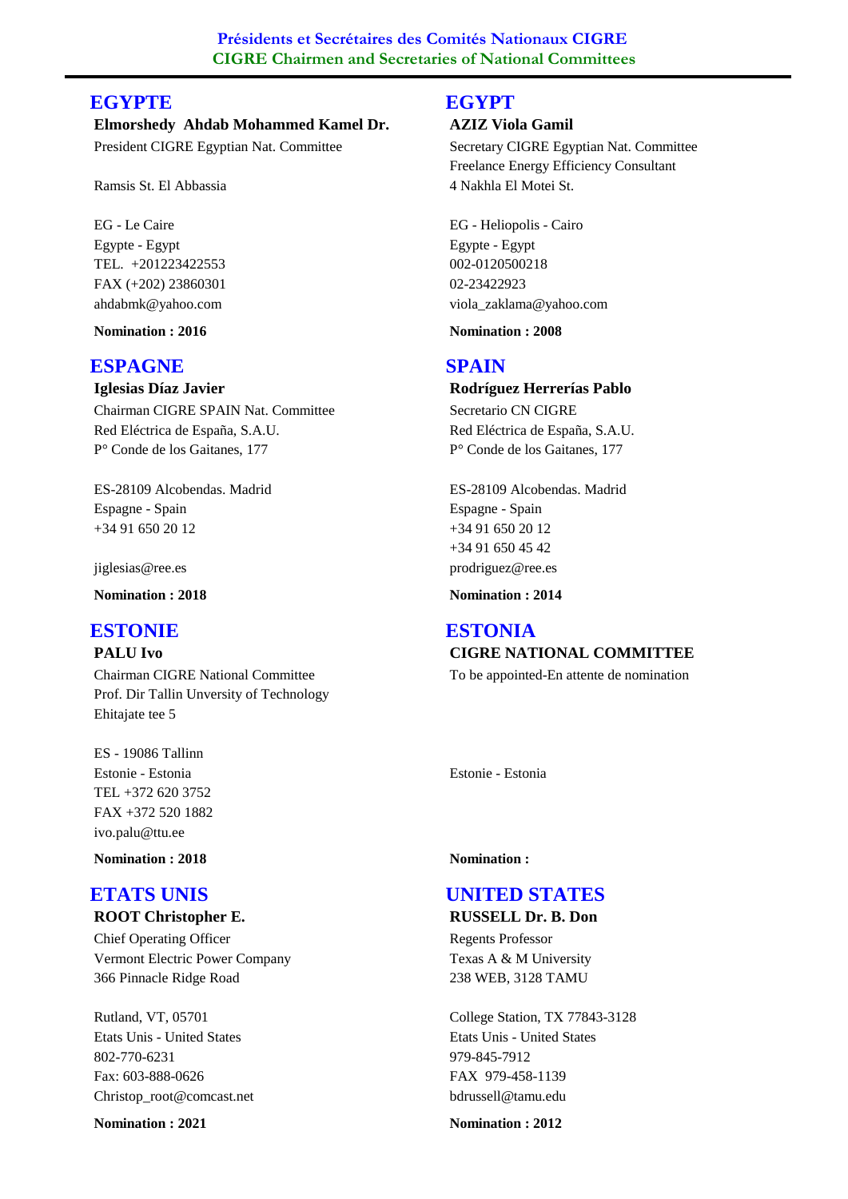**Présidents et Secrétaires des Comités Nationaux CIGRE**
**CIGRE Chairmen and Secretaries of National Committees**

## EGYPTE

**Elmorshedy Ahdab Mohammed Kamel Dr.**

President CIGRE Egyptian Nat. Committee

Ramsis St. El Abbassia

EG - Le Caire
Egypte - Egypt
TEL. +201223422553
FAX (+202) 23860301
ahdabmk@yahoo.com

**Nomination : 2016**

## EGYPT

**AZIZ Viola Gamil**

Secretary CIGRE Egyptian Nat. Committee
Freelance Energy Efficiency Consultant
4 Nakhla El Motei St.

EG - Heliopolis - Cairo
Egypte - Egypt
002-0120500218
02-23422923
viola_zaklama@yahoo.com

**Nomination : 2008**

## ESPAGNE

**Iglesias Díaz Javier**

Chairman CIGRE SPAIN Nat. Committee
Red Eléctrica de España, S.A.U.
P° Conde de los Gaitanes, 177

ES-28109 Alcobendas. Madrid
Espagne - Spain
+34 91 650 20 12

jiglesias@ree.es

**Nomination : 2018**

## SPAIN

**Rodríguez Herrerías Pablo**

Secretario CN CIGRE
Red Eléctrica de España, S.A.U.
P° Conde de los Gaitanes, 177

ES-28109 Alcobendas. Madrid
Espagne - Spain
+34 91 650 20 12
+34 91 650 45 42
prodriguez@ree.es

**Nomination : 2014**

## ESTONIE

**PALU Ivo**

Chairman CIGRE National Committee
Prof. Dir Tallin Unversity of Technology
Ehitajate tee 5

ES - 19086 Tallinn
Estonie - Estonia
TEL +372 620 3752
FAX +372 520 1882
ivo.palu@ttu.ee

**Nomination : 2018**

## ESTONIA

**CIGRE NATIONAL COMMITTEE**

To be appointed-En attente de nomination

Estonie - Estonia

**Nomination :**

## ETATS UNIS

**ROOT Christopher E.**

Chief Operating Officer
Vermont Electric Power Company
366 Pinnacle Ridge Road

Rutland, VT, 05701
Etats Unis - United States
802-770-6231
Fax: 603-888-0626
Christop_root@comcast.net

**Nomination : 2021**

## UNITED STATES

**RUSSELL Dr. B. Don**

Regents Professor
Texas A & M University
238 WEB, 3128 TAMU

College Station, TX 77843-3128
Etats Unis - United States
979-845-7912
FAX 979-458-1139
bdrussell@tamu.edu

**Nomination : 2012**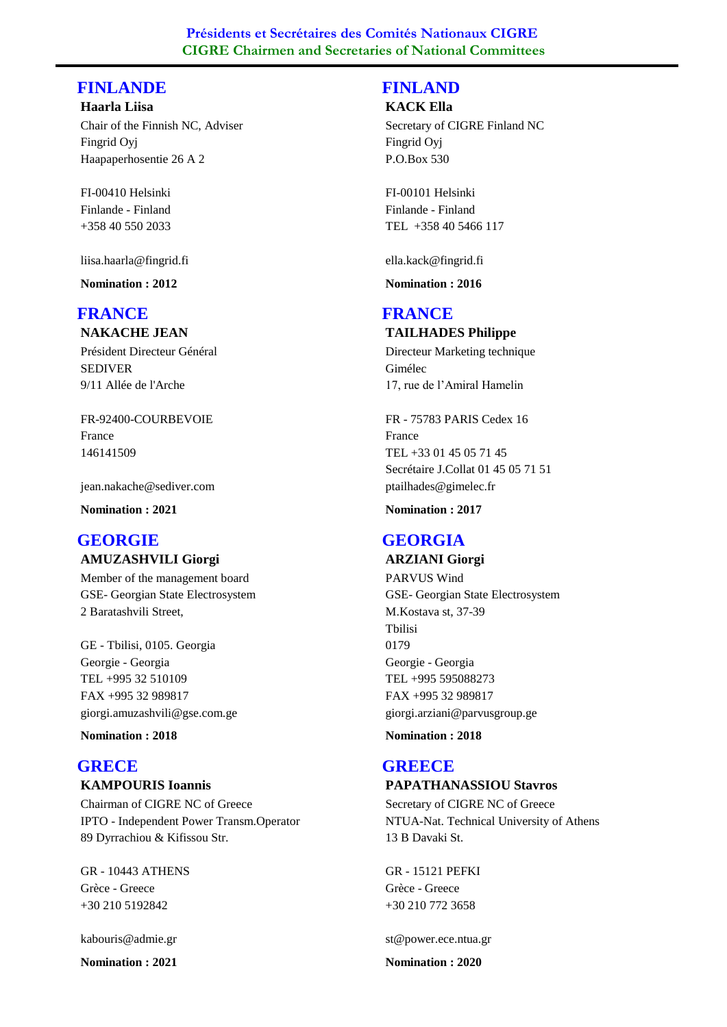**Présidents et Secrétaires des Comités Nationaux CIGRE**
**CIGRE Chairmen and Secretaries of National Committees**

## FINLANDE

**Haarla Liisa**

Chair of the Finnish NC, Adviser
Fingrid Oyj
Haapaperhosentie 26 A 2

FI-00410 Helsinki
Finlande - Finland
+358 40 550 2033

liisa.haarla@fingrid.fi

**Nomination : 2012**

## FINLAND

**KACK Ella**

Secretary of CIGRE Finland NC
Fingrid Oyj
P.O.Box 530

FI-00101 Helsinki
Finlande - Finland
TEL +358 40 5466 117

ella.kack@fingrid.fi

**Nomination : 2016**

## FRANCE

**NAKACHE JEAN**

Président Directeur Général
SEDIVER
9/11 Allée de l'Arche

FR-92400-COURBEVOIE
France
146141509

jean.nakache@sediver.com

**Nomination : 2021**

## FRANCE

**TAILHADES Philippe**

Directeur Marketing technique
Gimélec
17, rue de l'Amiral Hamelin

FR - 75783 PARIS Cedex 16
France
TEL +33 01 45 05 71 45
Secrétaire J.Collat 01 45 05 71 51
ptailhades@gimelec.fr

**Nomination : 2017**

## GEORGIE

**AMUZASHVILI Giorgi**

Member of the management board
GSE- Georgian State Electrosystem
2 Baratashvili Street,

GE - Tbilisi, 0105. Georgia
Georgie - Georgia
TEL +995 32 510109
FAX +995 32 989817
giorgi.amuzashvili@gse.com.ge

**Nomination : 2018**

## GEORGIA

**ARZIANI Giorgi**

PARVUS Wind
GSE- Georgian State Electrosystem
M.Kostava st, 37-39
Tbilisi
0179
Georgie - Georgia
TEL +995 595088273
FAX +995 32 989817
giorgi.arziani@parvusgroup.ge

**Nomination : 2018**

## GRECE

**KAMPOURIS Ioannis**

Chairman of CIGRE NC of Greece
IPTO - Independent Power Transm.Operator
89 Dyrrachiou & Kifissou Str.

GR - 10443 ATHENS
Grèce - Greece
+30 210 5192842

kabouris@admie.gr

**Nomination : 2021**

## GREECE

**PAPATHANASSIOU Stavros**

Secretary of CIGRE NC of Greece
NTUA-Nat. Technical University of Athens
13 B Davaki St.

GR - 15121 PEFKI
Grèce - Greece
+30 210 772 3658

st@power.ece.ntua.gr

**Nomination : 2020**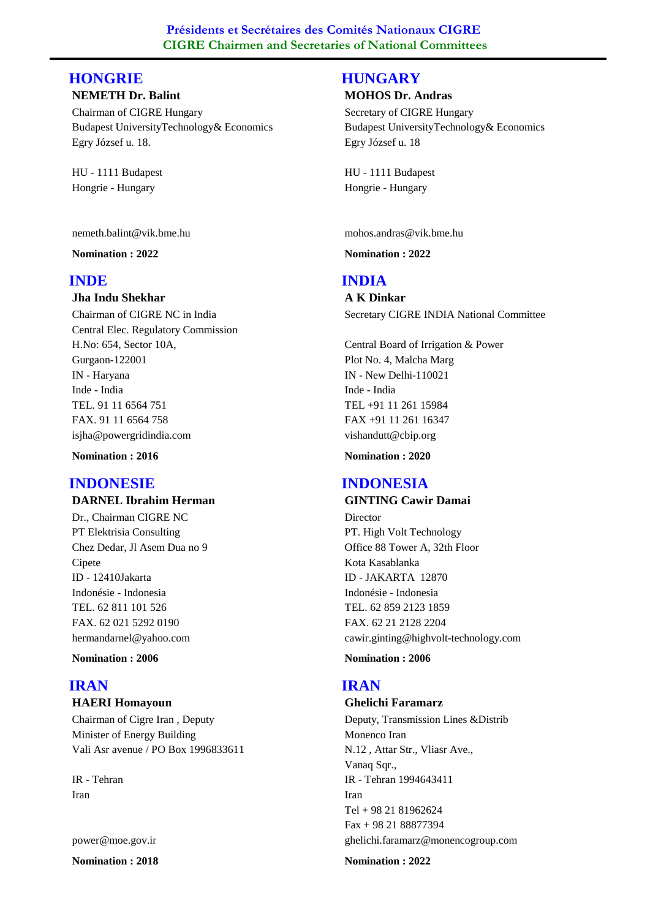# Présidents et Secrétaires des Comités Nationaux CIGRE
# CIGRE Chairmen and Secretaries of National Committees

## HONGRIE

**NEMETH Dr. Balint**

Chairman of CIGRE Hungary
Budapest UniversityTechnology& Economics
Egry József u. 18.

HU - 1111 Budapest
Hongrie - Hungary

nemeth.balint@vik.bme.hu

**Nomination : 2022**

## HUNGARY

**MOHOS Dr. Andras**

Secretary of CIGRE Hungary
Budapest UniversityTechnology& Economics
Egry József u. 18

HU - 1111 Budapest
Hongrie - Hungary

mohos.andras@vik.bme.hu

**Nomination : 2022**

## INDE

**Jha Indu Shekhar**

Chairman of CIGRE NC in India
Central Elec. Regulatory Commission
H.No: 654, Sector 10A,
Gurgaon-122001
IN - Haryana
Inde - India
TEL. 91 11 6564 751
FAX. 91 11 6564 758
isjha@powergridindia.com

**Nomination : 2016**

## INDIA

**A K Dinkar**

Secretary CIGRE INDIA National Committee

Central Board of Irrigation & Power
Plot No. 4, Malcha Marg
IN - New Delhi-110021
Inde - India
TEL +91 11 261 15984
FAX +91 11 261 16347
vishandutt@cbip.org

**Nomination : 2020**

## INDONESIE

**DARNEL Ibrahim Herman**

Dr., Chairman CIGRE NC
PT Elektrisia Consulting
Chez Dedar, Jl Asem Dua no 9
Cipete
ID - 12410Jakarta
Indonésie - Indonesia
TEL. 62 811 101 526
FAX. 62 021 5292 0190
hermandarnel@yahoo.com

**Nomination : 2006**

## INDONESIA

**GINTING Cawir Damai**

Director
PT. High Volt Technology
Office 88 Tower A, 32th Floor
Kota Kasablanka
ID - JAKARTA 12870
Indonésie - Indonesia
TEL. 62 859 2123 1859
FAX. 62 21 2128 2204
cawir.ginting@highvolt-technology.com

**Nomination : 2006**

## IRAN

**HAERI Homayoun**

Chairman of Cigre Iran , Deputy
Minister of Energy Building
Vali Asr avenue / PO Box 1996833611

IR - Tehran
Iran

power@moe.gov.ir

**Nomination : 2018**

## IRAN

**Ghelichi Faramarz**

Deputy, Transmission Lines &Distrib
Monenco Iran
N.12 , Attar Str., Vliasr Ave.,
Vanaq Sqr.,
IR - Tehran 1994643411
Iran
Tel + 98 21 81962624
Fax + 98 21 88877394
ghelichi.faramarz@monencogroup.com

**Nomination : 2022**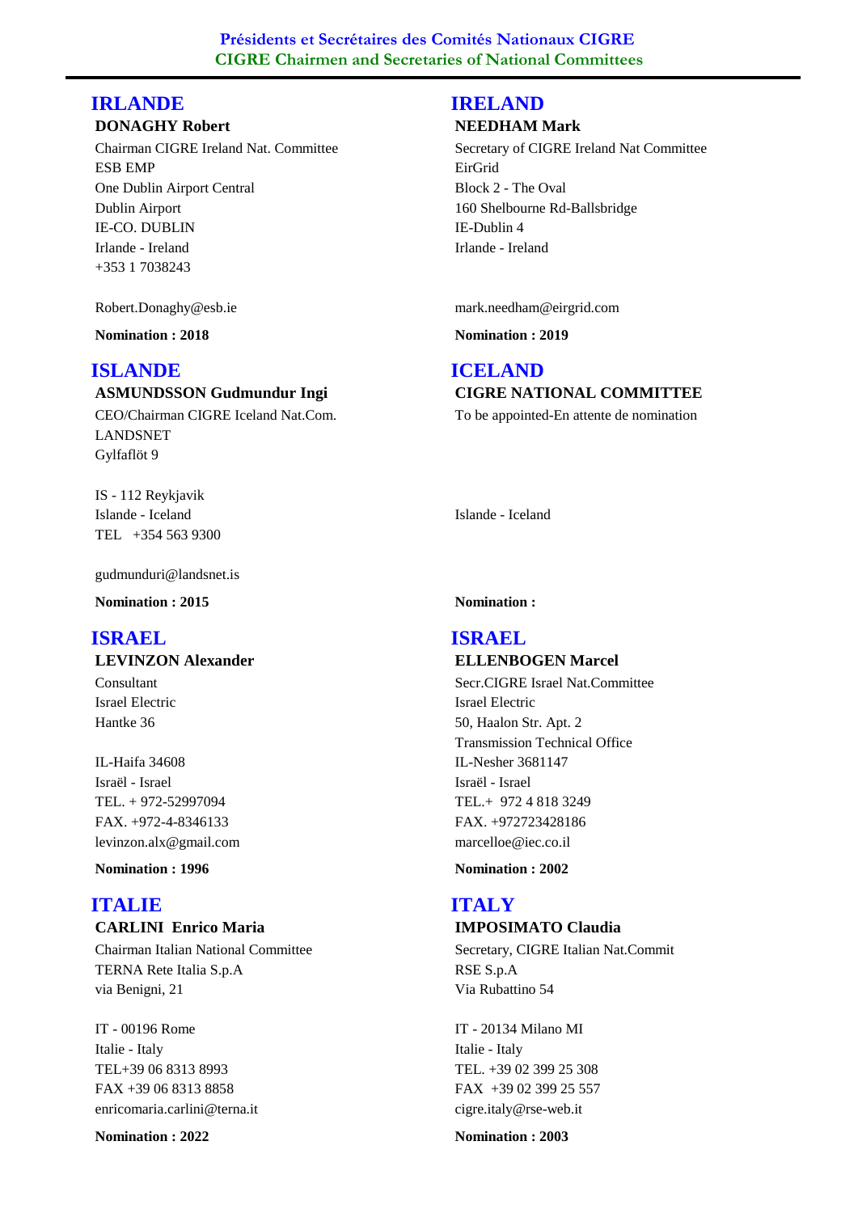**Présidents et Secrétaires des Comités Nationaux CIGRE**
**CIGRE Chairmen and Secretaries of National Committees**

## IRLANDE

**DONAGHY Robert**

Chairman CIGRE Ireland Nat. Committee
ESB EMP
One Dublin Airport Central
Dublin Airport
IE-CO. DUBLIN
Irlande - Ireland
+353 1 7038243

Robert.Donaghy@esb.ie

**Nomination : 2018**

## IRELAND

**NEEDHAM Mark**

Secretary of CIGRE Ireland Nat Committee
EirGrid
Block 2 - The Oval
160 Shelbourne Rd-Ballsbridge
IE-Dublin 4
Irlande - Ireland

mark.needham@eirgrid.com

**Nomination : 2019**

## ISLANDE

**ASMUNDSSON Gudmundur Ingi**

CEO/Chairman CIGRE Iceland Nat.Com.
LANDSNET
Gylfaflöt 9

IS - 112 Reykjavik
Islande - Iceland
TEL +354 563 9300

gudmunduri@landsnet.is

**Nomination : 2015**

## ICELAND

**CIGRE NATIONAL COMMITTEE**

To be appointed-En attente de nomination

Islande - Iceland

**Nomination :**

## ISRAEL

**LEVINZON Alexander**

Consultant
Israel Electric
Hantke 36

IL-Haifa 34608
Israël - Israel
TEL. + 972-52997094
FAX. +972-4-8346133
levinzon.alx@gmail.com

**Nomination : 1996**

## ISRAEL

**ELLENBOGEN Marcel**

Secr.CIGRE Israel Nat.Committee
Israel Electric
50, Haalon Str. Apt. 2
Transmission Technical Office
IL-Nesher 3681147
Israël - Israel
TEL.+ 972 4 818 3249
FAX. +972723428186
marcelloe@iec.co.il

**Nomination : 2002**

## ITALIE

**CARLINI Enrico Maria**

Chairman Italian National Committee
TERNA Rete Italia S.p.A
via Benigni, 21

IT - 00196 Rome
Italie - Italy
TEL+39 06 8313 8993
FAX +39 06 8313 8858
enricomaria.carlini@terna.it

**Nomination : 2022**

## ITALY

**IMPOSIMATO Claudia**

Secretary, CIGRE Italian Nat.Commit
RSE S.p.A
Via Rubattino 54

IT - 20134 Milano MI
Italie - Italy
TEL. +39 02 399 25 308
FAX +39 02 399 25 557
cigre.italy@rse-web.it

**Nomination : 2003**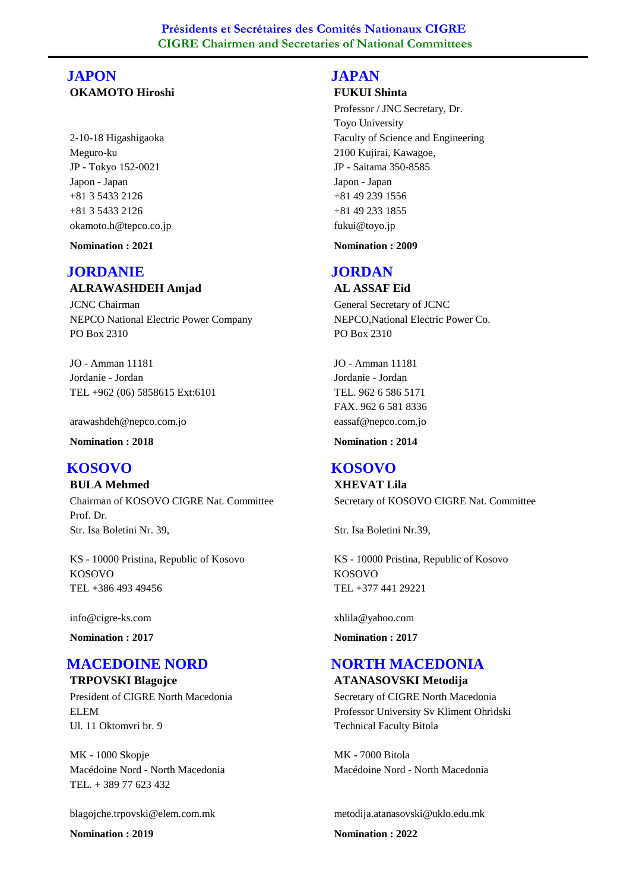## JAPON

**OKAMOTO Hiroshi**

2-10-18 Higashigaoka
Meguro-ku
JP - Tokyo 152-0021
Japon - Japan
+81 3 5433 2126
+81 3 5433 2126
okamoto.h@tepco.co.jp

**Nomination : 2021**

## JAPAN

**FUKUI Shinta**

Professor / JNC Secretary, Dr.
Toyo University
Faculty of Science and Engineering
2100 Kujirai, Kawagoe,
JP - Saitama 350-8585
Japon - Japan
+81 49 239 1556
+81 49 233 1855
fukui@toyo.jp

**Nomination : 2009**

## JORDANIE

**ALRAWASHDEH Amjad**

JCNC Chairman
NEPCO National Electric Power Company
PO Box 2310

JO - Amman 11181
Jordanie - Jordan
TEL +962 (06) 5858615 Ext:6101

arawashdeh@nepco.com.jo

**Nomination : 2018**

## JORDAN

**AL ASSAF Eid**

General Secretary of JCNC
NEPCO,National Electric Power Co.
PO Box 2310

JO - Amman 11181
Jordanie - Jordan
TEL. 962 6 586 5171
FAX. 962 6 581 8336
eassaf@nepco.com.jo

**Nomination : 2014**

## KOSOVO

**BULA Mehmed**

Chairman of KOSOVO CIGRE Nat. Committee
Prof. Dr.
Str. Isa Boletini Nr. 39,

KS - 10000 Pristina, Republic of Kosovo
KOSOVO
TEL +386 493 49456

info@cigre-ks.com

**Nomination : 2017**

## KOSOVO

**XHEVAT Lila**

Secretary of KOSOVO CIGRE Nat. Committee

Str. Isa Boletini Nr.39,

KS - 10000 Pristina, Republic of Kosovo
KOSOVO
TEL +377 441 29221

xhlila@yahoo.com

**Nomination : 2017**

## MACEDOINE NORD

**TRPOVSKI Blagojce**

President of CIGRE North Macedonia
ELEM
Ul. 11 Oktomvri br. 9

MK - 1000 Skopje
Macédoine Nord - North Macedonia
TEL. + 389 77 623 432

blagojche.trpovski@elem.com.mk

**Nomination : 2019**

## NORTH MACEDONIA

**ATANASOVSKI Metodija**

Secretary of CIGRE North Macedonia
Professor University Sv Kliment Ohridski
Technical Faculty Bitola

MK - 7000 Bitola
Macédoine Nord - North Macedonia

metodija.atanasovski@uklo.edu.mk

**Nomination : 2022**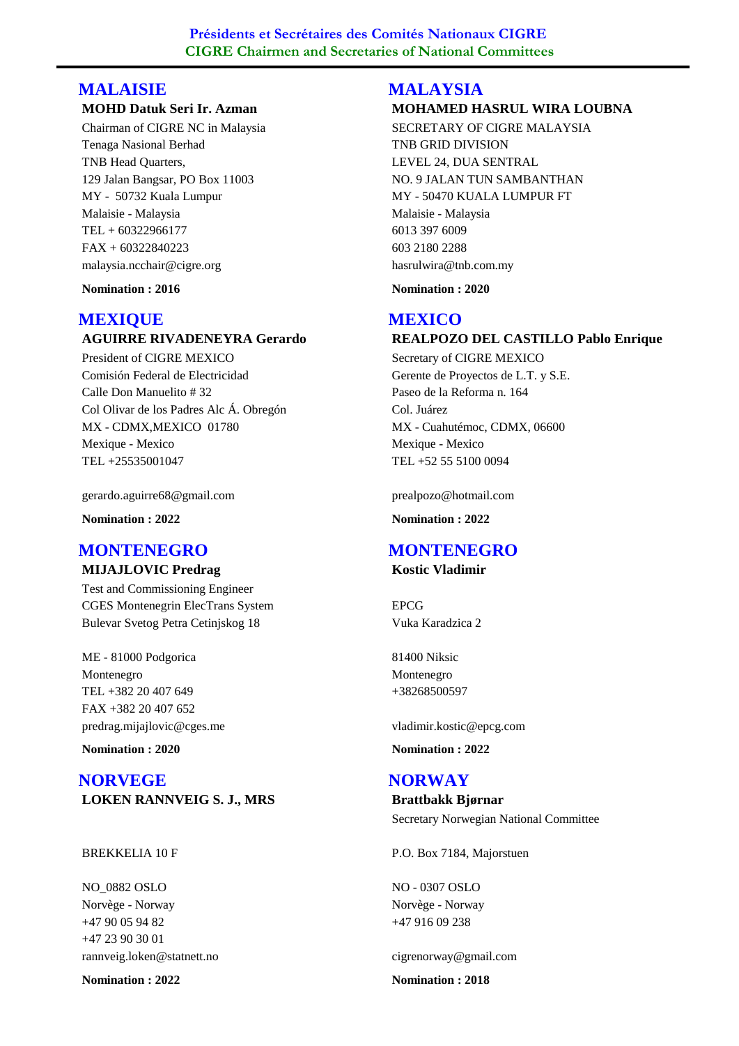## MALAISIE

**MOHD Datuk Seri Ir. Azman**

Chairman of CIGRE NC in Malaysia
Tenaga Nasional Berhad
TNB Head Quarters,
129 Jalan Bangsar, PO Box 11003
MY - 50732 Kuala Lumpur
Malaisie - Malaysia
TEL + 60322966177
FAX + 60322840223
malaysia.ncchair@cigre.org

**Nomination : 2016**

## MALAYSIA

**MOHAMED HASRUL WIRA LOUBNA**

SECRETARY OF CIGRE MALAYSIA
TNB GRID DIVISION
LEVEL 24, DUA SENTRAL
NO. 9 JALAN TUN SAMBANTHAN
MY - 50470 KUALA LUMPUR FT
Malaisie - Malaysia
6013 397 6009
603 2180 2288
hasrulwira@tnb.com.my

**Nomination : 2020**

## MEXIQUE

**AGUIRRE RIVADENEYRA Gerardo**

President of CIGRE MEXICO
Comisión Federal de Electricidad
Calle Don Manuelito # 32
Col Olivar de los Padres Alc Á. Obregón
MX - CDMX,MEXICO 01780
Mexique - Mexico
TEL +25535001047

gerardo.aguirre68@gmail.com

**Nomination : 2022**

## MEXICO

**REALPOZO DEL CASTILLO Pablo Enrique**

Secretary of CIGRE MEXICO
Gerente de Proyectos de L.T. y S.E.
Paseo de la Reforma n. 164
Col. Juárez
MX - Cuahutémoc, CDMX, 06600
Mexique - Mexico
TEL +52 55 5100 0094

prealpozo@hotmail.com

**Nomination : 2022**

## MONTENEGRO

**MIJAJLOVIC Predrag**

Test and Commissioning Engineer
CGES Montenegrin ElecTrans System
Bulevar Svetog Petra Cetinjskog 18

ME - 81000 Podgorica
Montenegro
TEL +382 20 407 649
FAX +382 20 407 652
predrag.mijajlovic@cges.me

**Nomination : 2020**

## MONTENEGRO

**Kostic Vladimir**

EPCG
Vuka Karadzica 2

81400 Niksic
Montenegro
+38268500597

vladimir.kostic@epcg.com

**Nomination : 2022**

## NORVEGE

**LOKEN RANNVEIG S. J., MRS**

BREKKELIA 10 F

NO_0882 OSLO
Norvège - Norway
+47 90 05 94 82
+47 23 90 30 01
rannveig.loken@statnett.no

**Nomination : 2022**

## NORWAY

**Brattbakk Bjørnar**

Secretary Norwegian National Committee

P.O. Box 7184, Majorstuen

NO - 0307 OSLO
Norvège - Norway
+47 916 09 238

cigrenorway@gmail.com

**Nomination : 2018**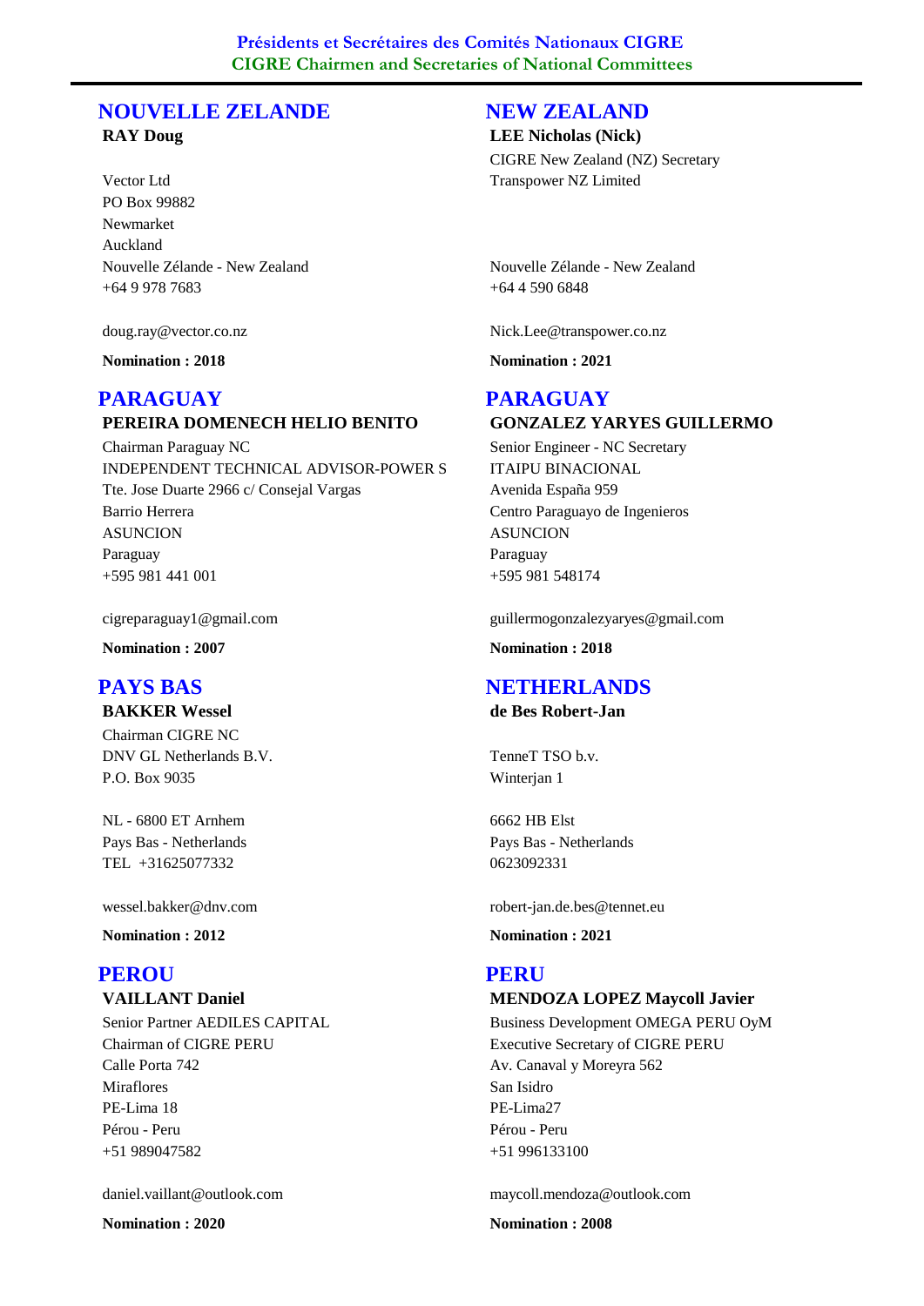**Présidents et Secrétaires des Comités Nationaux CIGRE**
**CIGRE Chairmen and Secretaries of National Committees**

## NOUVELLE ZELANDE

**RAY Doug**

Vector Ltd
PO Box 99882
Newmarket
Auckland
Nouvelle Zélande - New Zealand
+64 9 978 7683

doug.ray@vector.co.nz

**Nomination : 2018**

## NEW ZEALAND

**LEE Nicholas (Nick)**

CIGRE New Zealand (NZ) Secretary
Transpower NZ Limited

Nouvelle Zélande - New Zealand
+64 4 590 6848

Nick.Lee@transpower.co.nz

**Nomination : 2021**

## PARAGUAY

**PEREIRA DOMENECH HELIO BENITO**

Chairman Paraguay NC
INDEPENDENT TECHNICAL ADVISOR-POWER S
Tte. Jose Duarte 2966 c/ Consejal Vargas
Barrio Herrera
ASUNCION
Paraguay
+595 981 441 001

cigreparaguay1@gmail.com

**Nomination : 2007**

## PARAGUAY

**GONZALEZ YARYES GUILLERMO**

Senior Engineer - NC Secretary
ITAIPU BINACIONAL
Avenida España 959
Centro Paraguayo de Ingenieros
ASUNCION
Paraguay
+595 981 548174

guillermogonzalezyaryes@gmail.com

**Nomination : 2018**

## PAYS BAS

**BAKKER Wessel**

Chairman CIGRE NC
DNV GL Netherlands B.V.
P.O. Box 9035

NL - 6800 ET Arnhem
Pays Bas - Netherlands
TEL +31625077332

wessel.bakker@dnv.com

**Nomination : 2012**

## NETHERLANDS

**de Bes Robert-Jan**

TenneT TSO b.v.
Winterjan 1

6662 HB Elst
Pays Bas - Netherlands
0623092331

robert-jan.de.bes@tennet.eu

**Nomination : 2021**

## PEROU

**VAILLANT Daniel**

Senior Partner AEDILES CAPITAL
Chairman of CIGRE PERU
Calle Porta 742
Miraflores
PE-Lima 18
Pérou - Peru
+51 989047582

daniel.vaillant@outlook.com

**Nomination : 2020**

## PERU

**MENDOZA LOPEZ Maycoll Javier**

Business Development OMEGA PERU OyM
Executive Secretary of CIGRE PERU
Av. Canaval y Moreyra 562
San Isidro
PE-Lima27
Pérou - Peru
+51 996133100

maycoll.mendoza@outlook.com

**Nomination : 2008**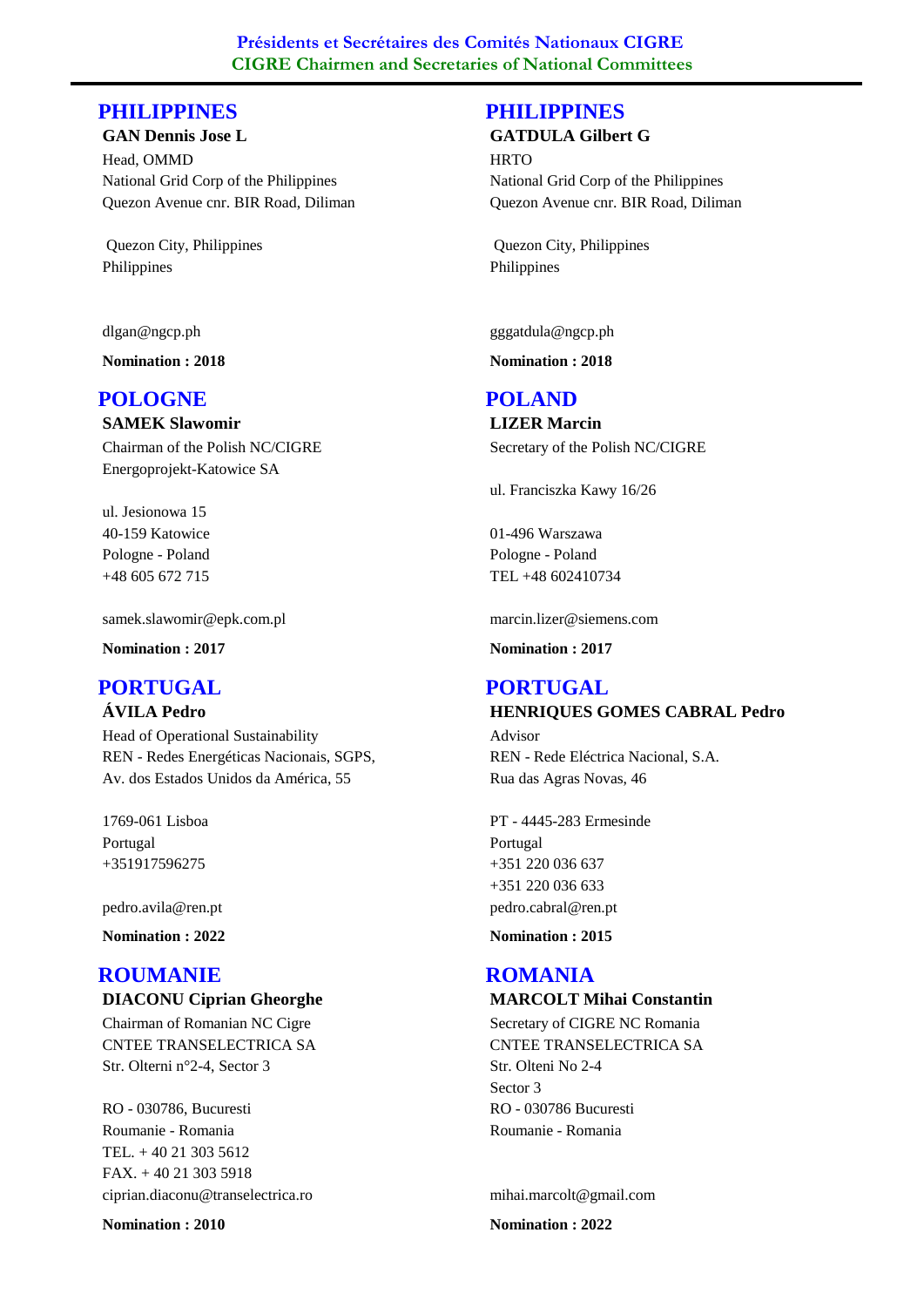**Présidents et Secrétaires des Comités Nationaux CIGRE**
**CIGRE Chairmen and Secretaries of National Committees**

## PHILIPPINES

**GAN Dennis Jose L**
Head, OMMD
National Grid Corp of the Philippines
Quezon Avenue cnr. BIR Road, Diliman

Quezon City, Philippines
Philippines

dlgan@ngcp.ph

**Nomination : 2018**

## PHILIPPINES

**GATDULA Gilbert G**
HRTO
National Grid Corp of the Philippines
Quezon Avenue cnr. BIR Road, Diliman

Quezon City, Philippines
Philippines

gggatdula@ngcp.ph

**Nomination : 2018**

## POLOGNE

**SAMEK Slawomir**
Chairman of the Polish NC/CIGRE
Energoprojekt-Katowice SA

ul. Jesionowa 15
40-159 Katowice
Pologne - Poland
+48 605 672 715

samek.slawomir@epk.com.pl

**Nomination : 2017**

## POLAND

**LIZER Marcin**
Secretary of the Polish NC/CIGRE

ul. Franciszka Kawy 16/26

01-496 Warszawa
Pologne - Poland
TEL +48 602410734

marcin.lizer@siemens.com

**Nomination : 2017**

## PORTUGAL

**ÁVILA Pedro**
Head of Operational Sustainability
REN - Redes Energéticas Nacionais, SGPS,
Av. dos Estados Unidos da América, 55

1769-061 Lisboa
Portugal
+351917596275

pedro.avila@ren.pt

**Nomination : 2022**

## PORTUGAL

**HENRIQUES GOMES CABRAL Pedro**
Advisor
REN - Rede Eléctrica Nacional, S.A.
Rua das Agras Novas, 46

PT - 4445-283 Ermesinde
Portugal
+351 220 036 637
+351 220 036 633
pedro.cabral@ren.pt

**Nomination : 2015**

## ROUMANIE

**DIACONU Ciprian Gheorghe**
Chairman of Romanian NC Cigre
CNTEE TRANSELECTRICA SA
Str. Olterni n°2-4, Sector 3

RO - 030786, Bucuresti
Roumanie - Romania
TEL. + 40 21 303 5612
FAX. + 40 21 303 5918
ciprian.diaconu@transelectrica.ro

**Nomination : 2010**

## ROMANIA

**MARCOLT Mihai Constantin**
Secretary of CIGRE NC Romania
CNTEE TRANSELECTRICA SA
Str. Olteni No 2-4
Sector 3
RO - 030786 Bucuresti
Roumanie - Romania

mihai.marcolt@gmail.com

**Nomination : 2022**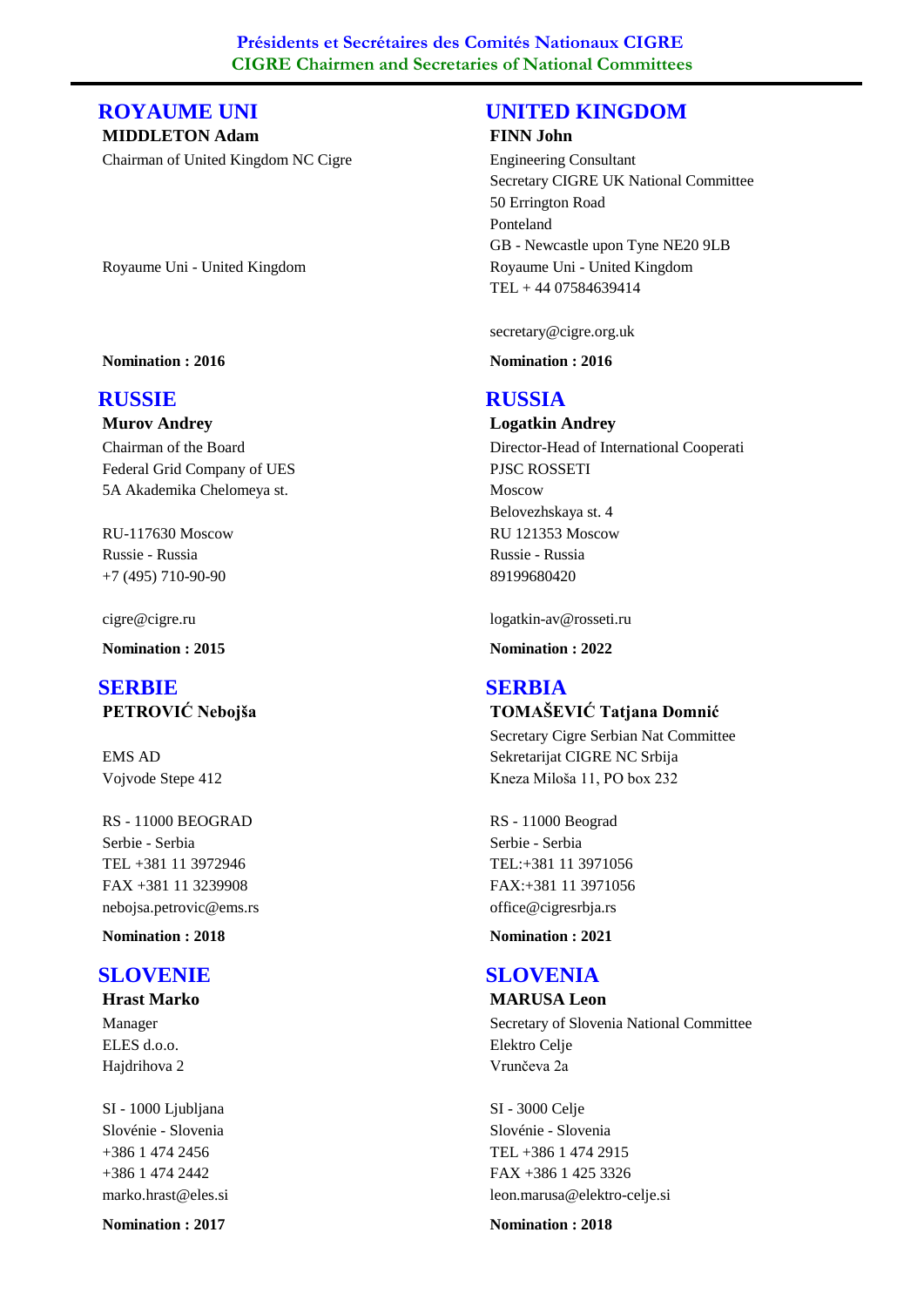**Présidents et Secrétaires des Comités Nationaux CIGRE**
**CIGRE Chairmen and Secretaries of National Committees**

## ROYAUME UNI

**MIDDLETON Adam**

Chairman of United Kingdom NC Cigre

Royaume Uni - United Kingdom

**Nomination : 2016**

## UNITED KINGDOM

**FINN John**

Engineering Consultant
Secretary CIGRE UK National Committee
50 Errington Road
Ponteland
GB - Newcastle upon Tyne NE20 9LB
Royaume Uni - United Kingdom
TEL + 44 07584639414

secretary@cigre.org.uk

**Nomination : 2016**

## RUSSIE

**Murov Andrey**

Chairman of the Board
Federal Grid Company of UES
5A Akademika Chelomeya st.

RU-117630 Moscow
Russie - Russia
+7 (495) 710-90-90

cigre@cigre.ru

**Nomination : 2015**

## RUSSIA

**Logatkin Andrey**

Director-Head of International Cooperati
PJSC ROSSETI
Moscow
Belovezhskaya st. 4
RU 121353 Moscow
Russie - Russia
89199680420

logatkin-av@rosseti.ru

**Nomination : 2022**

## SERBIE

**PETROVIĆ Nebojša**

EMS AD
Vojvode Stepe 412

RS - 11000 BEOGRAD
Serbie - Serbia
TEL +381 11 3972946
FAX +381 11 3239908
nebojsa.petrovic@ems.rs

**Nomination : 2018**

## SERBIA

**TOMAŠEVIĆ Tatjana Domnić**

Secretary Cigre Serbian Nat Committee
Sekretarijat CIGRE NC Srbija
Kneza Miloša 11, PO box 232

RS - 11000 Beograd
Serbie - Serbia
TEL:+381 11 3971056
FAX:+381 11 3971056
office@cigresrbja.rs

**Nomination : 2021**

## SLOVENIE

**Hrast Marko**

Manager
ELES d.o.o.
Hajdrihova 2

SI - 1000 Ljubljana
Slovénie - Slovenia
+386 1 474 2456
+386 1 474 2442
marko.hrast@eles.si

**Nomination : 2017**

## SLOVENIA

**MARUSA Leon**

Secretary of Slovenia National Committee
Elektro Celje
Vrunčeva 2a

SI - 3000 Celje
Slovénie - Slovenia
TEL +386 1 474 2915
FAX +386 1 425 3326
leon.marusa@elektro-celje.si

**Nomination : 2018**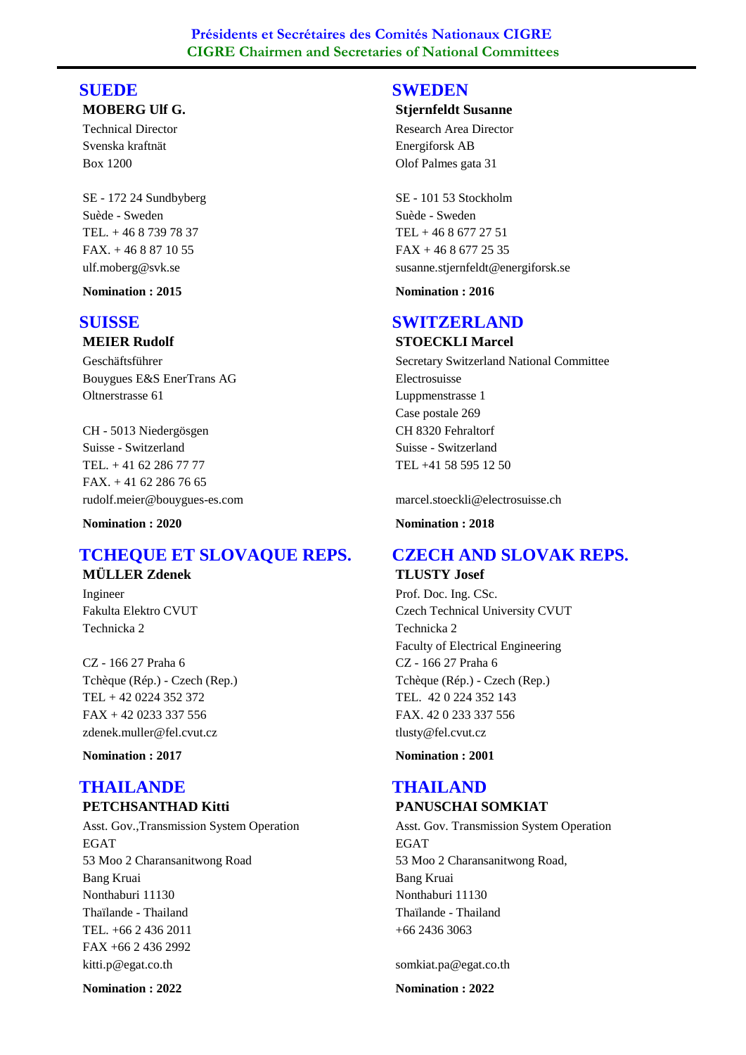**Présidents et Secrétaires des Comités Nationaux CIGRE**
**CIGRE Chairmen and Secretaries of National Committees**

## SUEDE

**MOBERG Ulf G.**

Technical Director
Svenska kraftnät
Box 1200

SE - 172 24 Sundbyberg
Suède - Sweden
TEL. + 46 8 739 78 37
FAX. + 46 8 87 10 55
ulf.moberg@svk.se

**Nomination : 2015**

## SWEDEN

**Stjernfeldt Susanne**

Research Area Director
Energiforsk AB
Olof Palmes gata 31

SE - 101 53 Stockholm
Suède - Sweden
TEL + 46 8 677 27 51
FAX + 46 8 677 25 35
susanne.stjernfeldt@energiforsk.se

**Nomination : 2016**

## SUISSE

**MEIER Rudolf**

Geschäftsführer
Bouygues E&S EnerTrans AG
Oltnerstrasse 61

CH - 5013 Niedergösgen
Suisse - Switzerland
TEL. + 41 62 286 77 77
FAX. + 41 62 286 76 65
rudolf.meier@bouygues-es.com

**Nomination : 2020**

## SWITZERLAND

**STOECKLI Marcel**

Secretary Switzerland National Committee
Electrosuisse
Luppmenstrasse 1
Case postale 269
CH 8320 Fehraltorf
Suisse - Switzerland
TEL +41 58 595 12 50

marcel.stoeckli@electrosuisse.ch

**Nomination : 2018**

## TCHEQUE ET SLOVAQUE REPS.

**MÜLLER Zdenek**

Ingineer
Fakulta Elektro CVUT
Technicka 2

CZ - 166 27 Praha 6
Tchèque (Rép.) - Czech (Rep.)
TEL + 42 0224 352 372
FAX + 42 0233 337 556
zdenek.muller@fel.cvut.cz

**Nomination : 2017**

## CZECH AND SLOVAK REPS.

**TLUSTY Josef**

Prof. Doc. Ing. CSc.
Czech Technical University CVUT
Technicka 2
Faculty of Electrical Engineering
CZ - 166 27 Praha 6
Tchèque (Rép.) - Czech (Rep.)
TEL. 42 0 224 352 143
FAX. 42 0 233 337 556
tlusty@fel.cvut.cz

**Nomination : 2001**

## THAILANDE

**PETCHSANTHAD Kitti**

Asst. Gov.,Transmission System Operation
EGAT
53 Moo 2 Charansanitwong Road
Bang Kruai
Nonthaburi 11130
Thaïlande - Thailand
TEL. +66 2 436 2011
FAX +66 2 436 2992
kitti.p@egat.co.th

**Nomination : 2022**

## THAILAND

**PANUSCHAI SOMKIAT**

Asst. Gov. Transmission System Operation
EGAT
53 Moo 2 Charansanitwong Road,
Bang Kruai
Nonthaburi 11130
Thaïlande - Thailand
+66 2436 3063

somkiat.pa@egat.co.th

**Nomination : 2022**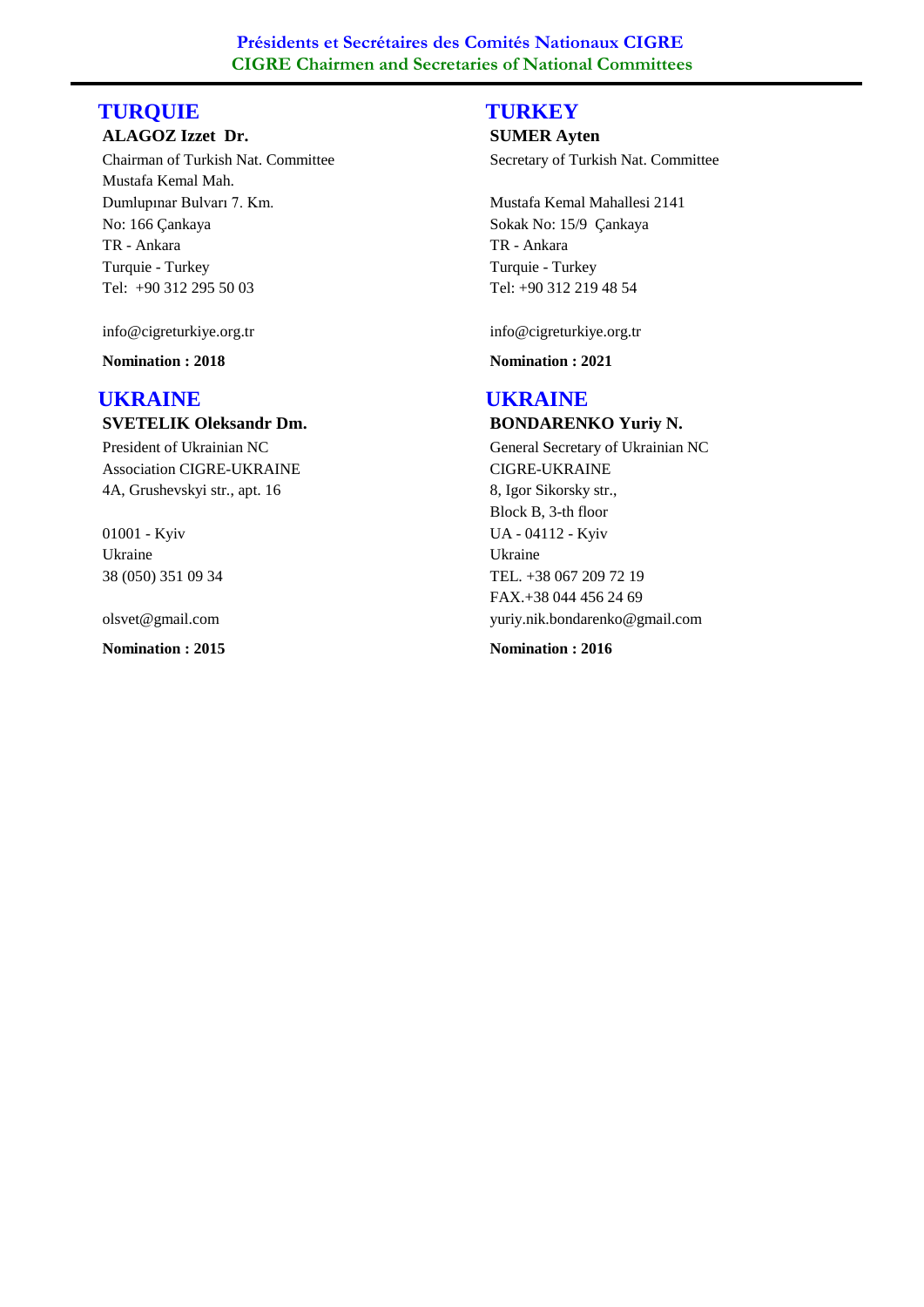## TURQUIE

**ALAGOZ Izzet Dr.**

Chairman of Turkish Nat. Committee
Mustafa Kemal Mah.
Dumlupınar Bulvarı 7. Km.
No: 166 Çankaya
TR - Ankara
Turquie - Turkey
Tel: +90 312 295 50 03

info@cigreturkiye.org.tr

**Nomination : 2018**

## TURKEY

**SUMER Ayten**

Secretary of Turkish Nat. Committee

Mustafa Kemal Mahallesi 2141
Sokak No: 15/9 Çankaya
TR - Ankara
Turquie - Turkey
Tel: +90 312 219 48 54

info@cigreturkiye.org.tr

**Nomination : 2021**

## UKRAINE

**SVETELIK Oleksandr Dm.**

President of Ukrainian NC
Association CIGRE-UKRAINE
4A, Grushevskyi str., apt. 16

01001 - Kyiv
Ukraine
38 (050) 351 09 34

olsvet@gmail.com

**Nomination : 2015**

## UKRAINE

**BONDARENKO Yuriy N.**

General Secretary of Ukrainian NC
CIGRE-UKRAINE
8, Igor Sikorsky str.,
Block B, 3-th floor
UA - 04112 - Kyiv
Ukraine
TEL. +38 067 209 72 19
FAX.+38 044 456 24 69
yuriy.nik.bondarenko@gmail.com

**Nomination : 2016**